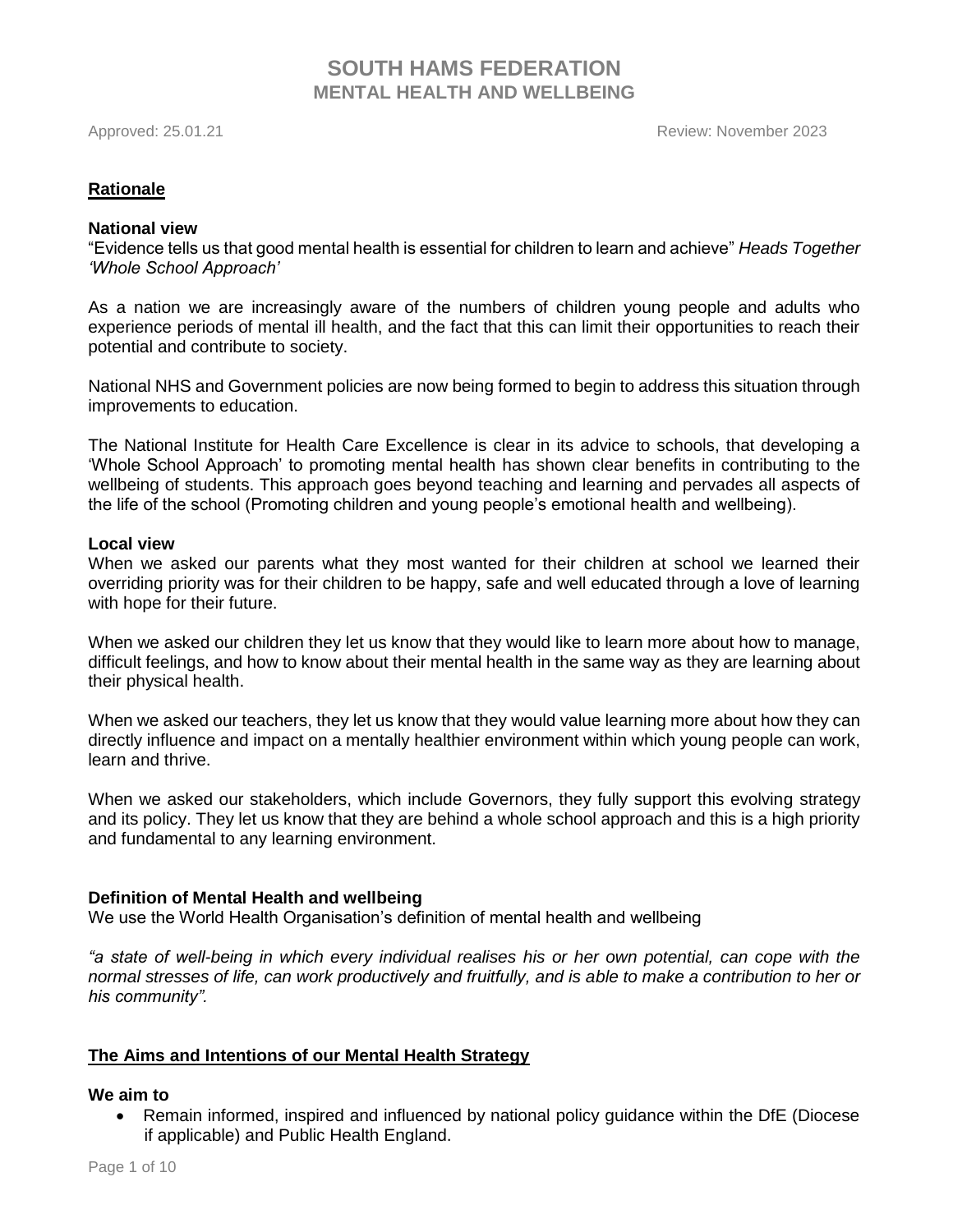# SOUTH HAMS FEDERATION
## MENTAL HEALTH AND WELLBEING

Approved: 25.01.21 Review: November 2023

## Rationale

### National view

"Evidence tells us that good mental health is essential for children to learn and achieve" *Heads Together 'Whole School Approach'*

As a nation we are increasingly aware of the numbers of children young people and adults who experience periods of mental ill health, and the fact that this can limit their opportunities to reach their potential and contribute to society.

National NHS and Government policies are now being formed to begin to address this situation through improvements to education.

The National Institute for Health Care Excellence is clear in its advice to schools, that developing a 'Whole School Approach' to promoting mental health has shown clear benefits in contributing to the wellbeing of students. This approach goes beyond teaching and learning and pervades all aspects of the life of the school (Promoting children and young people's emotional health and wellbeing).

### Local view

When we asked our parents what they most wanted for their children at school we learned their overriding priority was for their children to be happy, safe and well educated through a love of learning with hope for their future.

When we asked our children they let us know that they would like to learn more about how to manage, difficult feelings, and how to know about their mental health in the same way as they are learning about their physical health.

When we asked our teachers, they let us know that they would value learning more about how they can directly influence and impact on a mentally healthier environment within which young people can work, learn and thrive.

When we asked our stakeholders, which include Governors, they fully support this evolving strategy and its policy. They let us know that they are behind a whole school approach and this is a high priority and fundamental to any learning environment.

### Definition of Mental Health and wellbeing

We use the World Health Organisation's definition of mental health and wellbeing

*"a state of well-being in which every individual realises his or her own potential, can cope with the normal stresses of life, can work productively and fruitfully, and is able to make a contribution to her or his community".*

## The Aims and Intentions of our Mental Health Strategy

### We aim to

- Remain informed, inspired and influenced by national policy guidance within the DfE (Diocese if applicable) and Public Health England.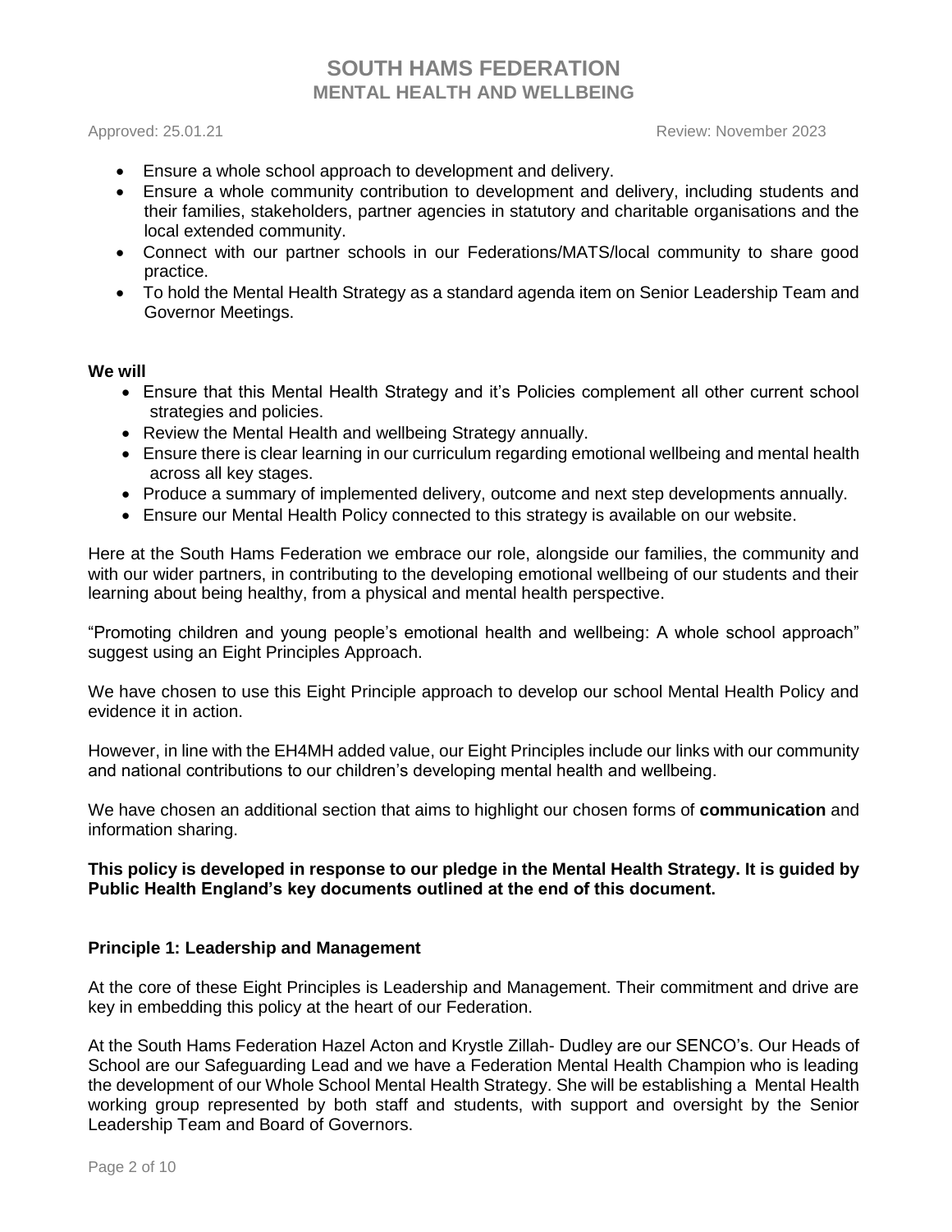- Ensure a whole school approach to development and delivery.
- Ensure a whole community contribution to development and delivery, including students and their families, stakeholders, partner agencies in statutory and charitable organisations and the local extended community.
- Connect with our partner schools in our Federations/MATS/local community to share good practice.
- To hold the Mental Health Strategy as a standard agenda item on Senior Leadership Team and Governor Meetings.

**We will**

- Ensure that this Mental Health Strategy and it's Policies complement all other current school strategies and policies.
- Review the Mental Health and wellbeing Strategy annually.
- Ensure there is clear learning in our curriculum regarding emotional wellbeing and mental health across all key stages.
- Produce a summary of implemented delivery, outcome and next step developments annually.
- Ensure our Mental Health Policy connected to this strategy is available on our website.

Here at the South Hams Federation we embrace our role, alongside our families, the community and with our wider partners, in contributing to the developing emotional wellbeing of our students and their learning about being healthy, from a physical and mental health perspective.

"Promoting children and young people's emotional health and wellbeing: A whole school approach" suggest using an Eight Principles Approach.

We have chosen to use this Eight Principle approach to develop our school Mental Health Policy and evidence it in action.

However, in line with the EH4MH added value, our Eight Principles include our links with our community and national contributions to our children's developing mental health and wellbeing.

We have chosen an additional section that aims to highlight our chosen forms of **communication** and information sharing.

**This policy is developed in response to our pledge in the Mental Health Strategy. It is guided by Public Health England's key documents outlined at the end of this document.**

### Principle 1: Leadership and Management

At the core of these Eight Principles is Leadership and Management. Their commitment and drive are key in embedding this policy at the heart of our Federation.

At the South Hams Federation Hazel Acton and Krystle Zillah- Dudley are our SENCO's. Our Heads of School are our Safeguarding Lead and we have a Federation Mental Health Champion who is leading the development of our Whole School Mental Health Strategy. She will be establishing a Mental Health working group represented by both staff and students, with support and oversight by the Senior Leadership Team and Board of Governors.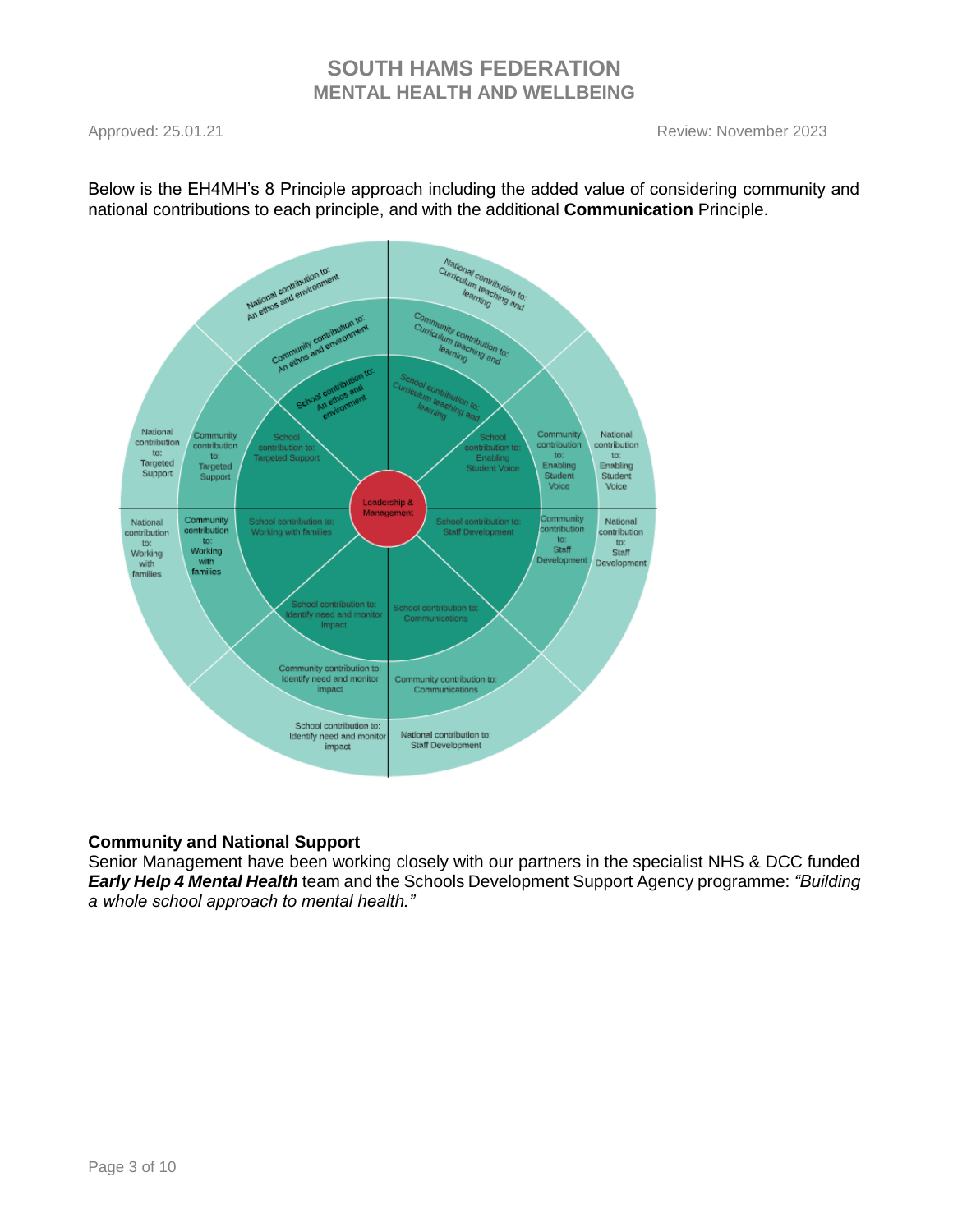Below is the EH4MH's 8 Principle approach including the added value of considering community and national contributions to each principle, and with the additional **Communication** Principle.

Leadership & Management

School contribution to: An ethos and environment

Community contribution to: An ethos and environment

National contribution to: An ethos and environment

School contribution to: Curriculum teaching and learning

Community contribution to: Curriculum teaching and learning

National contribution to: Curriculum teaching and learning

School contribution to: Enabling Student Voice

Community contribution to: Enabling Student Voice

National contribution to: Enabling Student Voice

School contribution to: Staff Development

Community contribution to: Staff Development

National contribution to: Staff Development

School contribution to: Communications

Community contribution to: Communications

National contribution to: Staff Development

School contribution to: Identify need and monitor impact

Community contribution to: Identify need and monitor impact

School contribution to: Identify need and monitor impact

School contribution to: Working with families

Community contribution to: Working with families

National contribution to: Working with families

School contribution to: Targeted Support

Community contribution to: Targeted Support

National contribution to: Targeted Support

**Community and National Support**

Senior Management have been working closely with our partners in the specialist NHS & DCC funded ***Early Help 4 Mental Health*** team and the Schools Development Support Agency programme: *"Building a whole school approach to mental health."*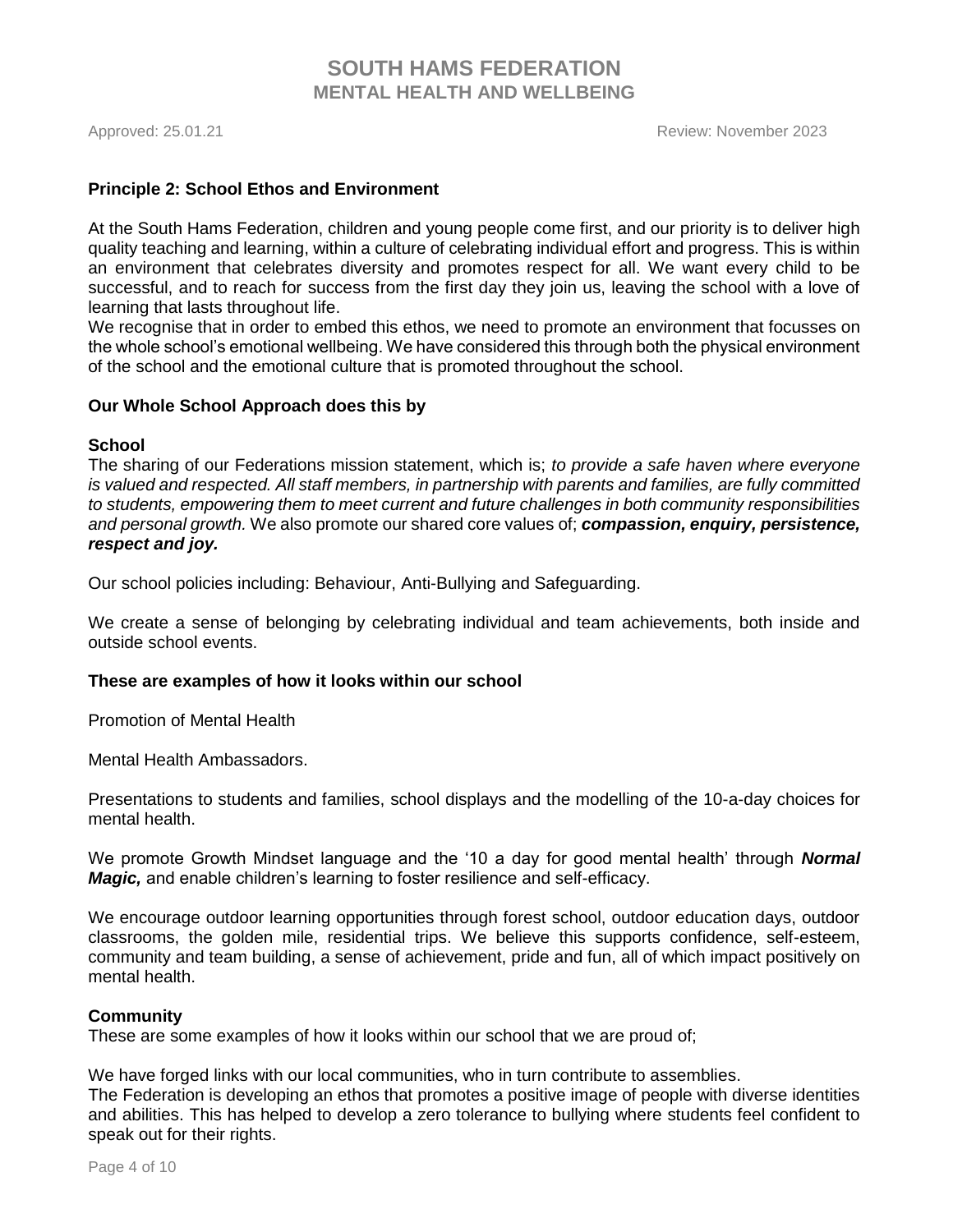**Principle 2: School Ethos and Environment**

At the South Hams Federation, children and young people come first, and our priority is to deliver high quality teaching and learning, within a culture of celebrating individual effort and progress. This is within an environment that celebrates diversity and promotes respect for all. We want every child to be successful, and to reach for success from the first day they join us, leaving the school with a love of learning that lasts throughout life.

We recognise that in order to embed this ethos, we need to promote an environment that focusses on the whole school's emotional wellbeing. We have considered this through both the physical environment of the school and the emotional culture that is promoted throughout the school.

**Our Whole School Approach does this by**

**School**

The sharing of our Federations mission statement, which is; *to provide a safe haven where everyone is valued and respected. All staff members, in partnership with parents and families, are fully committed to students, empowering them to meet current and future challenges in both community responsibilities and personal growth.* We also promote our shared core values of; ***compassion, enquiry, persistence, respect and joy.***

Our school policies including: Behaviour, Anti-Bullying and Safeguarding.

We create a sense of belonging by celebrating individual and team achievements, both inside and outside school events.

**These are examples of how it looks within our school**

Promotion of Mental Health

Mental Health Ambassadors.

Presentations to students and families, school displays and the modelling of the 10-a-day choices for mental health.

We promote Growth Mindset language and the '10 a day for good mental health' through ***Normal Magic,*** and enable children's learning to foster resilience and self-efficacy.

We encourage outdoor learning opportunities through forest school, outdoor education days, outdoor classrooms, the golden mile, residential trips. We believe this supports confidence, self-esteem, community and team building, a sense of achievement, pride and fun, all of which impact positively on mental health.

**Community**

These are some examples of how it looks within our school that we are proud of;

We have forged links with our local communities, who in turn contribute to assemblies.

The Federation is developing an ethos that promotes a positive image of people with diverse identities and abilities. This has helped to develop a zero tolerance to bullying where students feel confident to speak out for their rights.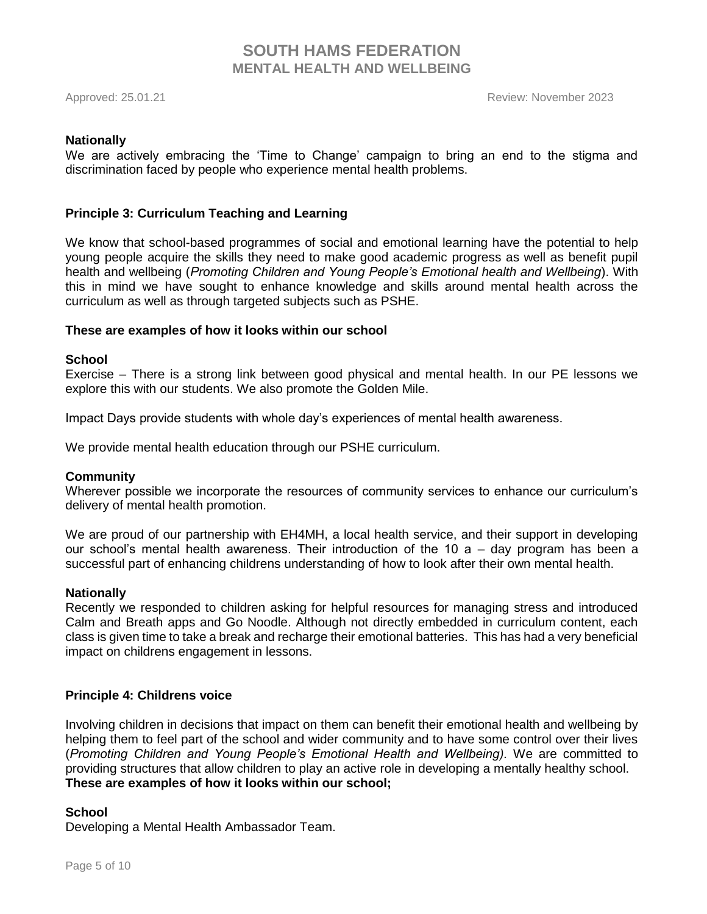**Nationally**

We are actively embracing the 'Time to Change' campaign to bring an end to the stigma and discrimination faced by people who experience mental health problems.

**Principle 3: Curriculum Teaching and Learning**

We know that school-based programmes of social and emotional learning have the potential to help young people acquire the skills they need to make good academic progress as well as benefit pupil health and wellbeing (*Promoting Children and Young People's Emotional health and Wellbeing*). With this in mind we have sought to enhance knowledge and skills around mental health across the curriculum as well as through targeted subjects such as PSHE.

**These are examples of how it looks within our school**

**School**

Exercise – There is a strong link between good physical and mental health. In our PE lessons we explore this with our students. We also promote the Golden Mile.

Impact Days provide students with whole day's experiences of mental health awareness.

We provide mental health education through our PSHE curriculum.

**Community**

Wherever possible we incorporate the resources of community services to enhance our curriculum's delivery of mental health promotion.

We are proud of our partnership with EH4MH, a local health service, and their support in developing our school's mental health awareness. Their introduction of the 10 a – day program has been a successful part of enhancing childrens understanding of how to look after their own mental health.

**Nationally**

Recently we responded to children asking for helpful resources for managing stress and introduced Calm and Breath apps and Go Noodle. Although not directly embedded in curriculum content, each class is given time to take a break and recharge their emotional batteries. This has had a very beneficial impact on childrens engagement in lessons.

**Principle 4: Childrens voice**

Involving children in decisions that impact on them can benefit their emotional health and wellbeing by helping them to feel part of the school and wider community and to have some control over their lives (*Promoting Children and Young People's Emotional Health and Wellbeing).* We are committed to providing structures that allow children to play an active role in developing a mentally healthy school.

**These are examples of how it looks within our school;**

**School**

Developing a Mental Health Ambassador Team.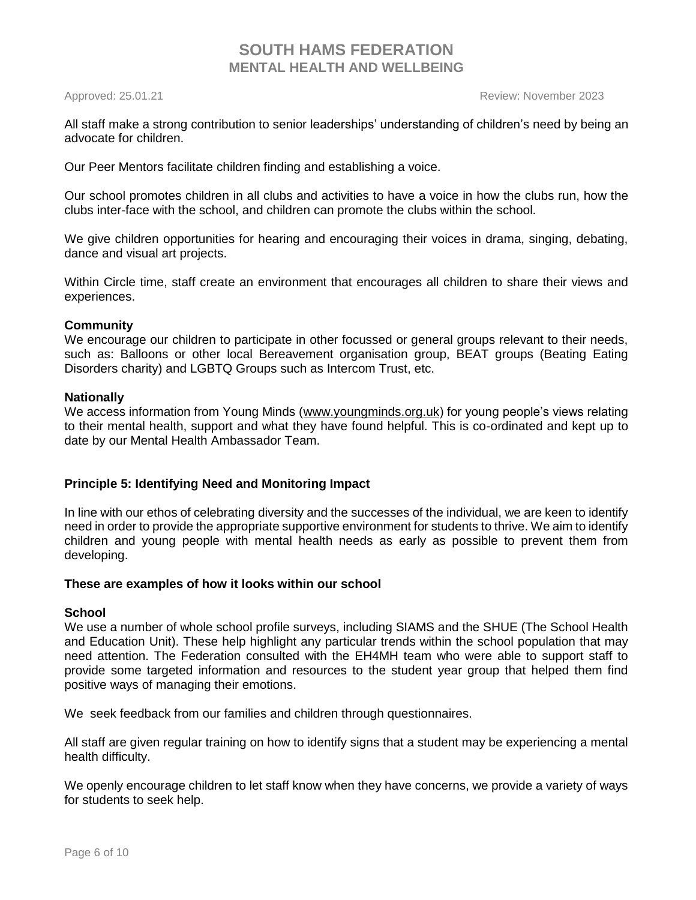All staff make a strong contribution to senior leaderships' understanding of children's need by being an advocate for children.

Our Peer Mentors facilitate children finding and establishing a voice.

Our school promotes children in all clubs and activities to have a voice in how the clubs run, how the clubs inter-face with the school, and children can promote the clubs within the school.

We give children opportunities for hearing and encouraging their voices in drama, singing, debating, dance and visual art projects.

Within Circle time, staff create an environment that encourages all children to share their views and experiences.

**Community**
We encourage our children to participate in other focussed or general groups relevant to their needs, such as: Balloons or other local Bereavement organisation group, BEAT groups (Beating Eating Disorders charity) and LGBTQ Groups such as Intercom Trust, etc.

**Nationally**
We access information from Young Minds (www.youngminds.org.uk) for young people's views relating to their mental health, support and what they have found helpful. This is co-ordinated and kept up to date by our Mental Health Ambassador Team.

**Principle 5: Identifying Need and Monitoring Impact**

In line with our ethos of celebrating diversity and the successes of the individual, we are keen to identify need in order to provide the appropriate supportive environment for students to thrive. We aim to identify children and young people with mental health needs as early as possible to prevent them from developing.

**These are examples of how it looks within our school**

**School**
We use a number of whole school profile surveys, including SIAMS and the SHUE (The School Health and Education Unit). These help highlight any particular trends within the school population that may need attention. The Federation consulted with the EH4MH team who were able to support staff to provide some targeted information and resources to the student year group that helped them find positive ways of managing their emotions.

We seek feedback from our families and children through questionnaires.

All staff are given regular training on how to identify signs that a student may be experiencing a mental health difficulty.

We openly encourage children to let staff know when they have concerns, we provide a variety of ways for students to seek help.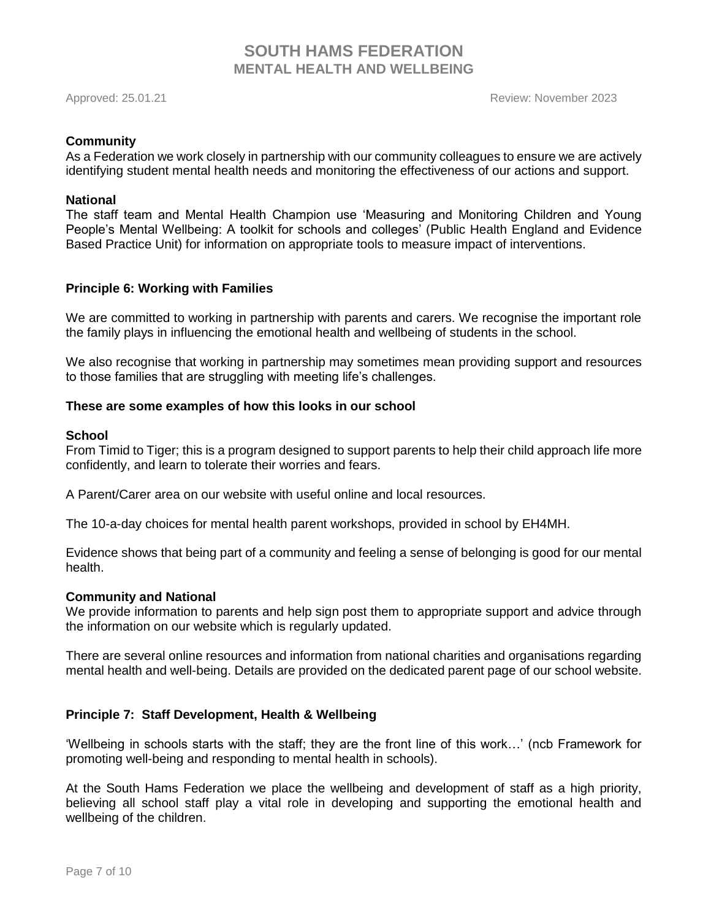**Community**
As a Federation we work closely in partnership with our community colleagues to ensure we are actively identifying student mental health needs and monitoring the effectiveness of our actions and support.

**National**
The staff team and Mental Health Champion use 'Measuring and Monitoring Children and Young People's Mental Wellbeing: A toolkit for schools and colleges' (Public Health England and Evidence Based Practice Unit) for information on appropriate tools to measure impact of interventions.

**Principle 6: Working with Families**

We are committed to working in partnership with parents and carers. We recognise the important role the family plays in influencing the emotional health and wellbeing of students in the school.

We also recognise that working in partnership may sometimes mean providing support and resources to those families that are struggling with meeting life's challenges.

**These are some examples of how this looks in our school**

**School**
From Timid to Tiger; this is a program designed to support parents to help their child approach life more confidently, and learn to tolerate their worries and fears.

A Parent/Carer area on our website with useful online and local resources.

The 10-a-day choices for mental health parent workshops, provided in school by EH4MH.

Evidence shows that being part of a community and feeling a sense of belonging is good for our mental health.

**Community and National**
We provide information to parents and help sign post them to appropriate support and advice through the information on our website which is regularly updated.

There are several online resources and information from national charities and organisations regarding mental health and well-being. Details are provided on the dedicated parent page of our school website.

**Principle 7: Staff Development, Health & Wellbeing**

'Wellbeing in schools starts with the staff; they are the front line of this work…' (ncb Framework for promoting well-being and responding to mental health in schools).

At the South Hams Federation we place the wellbeing and development of staff as a high priority, believing all school staff play a vital role in developing and supporting the emotional health and wellbeing of the children.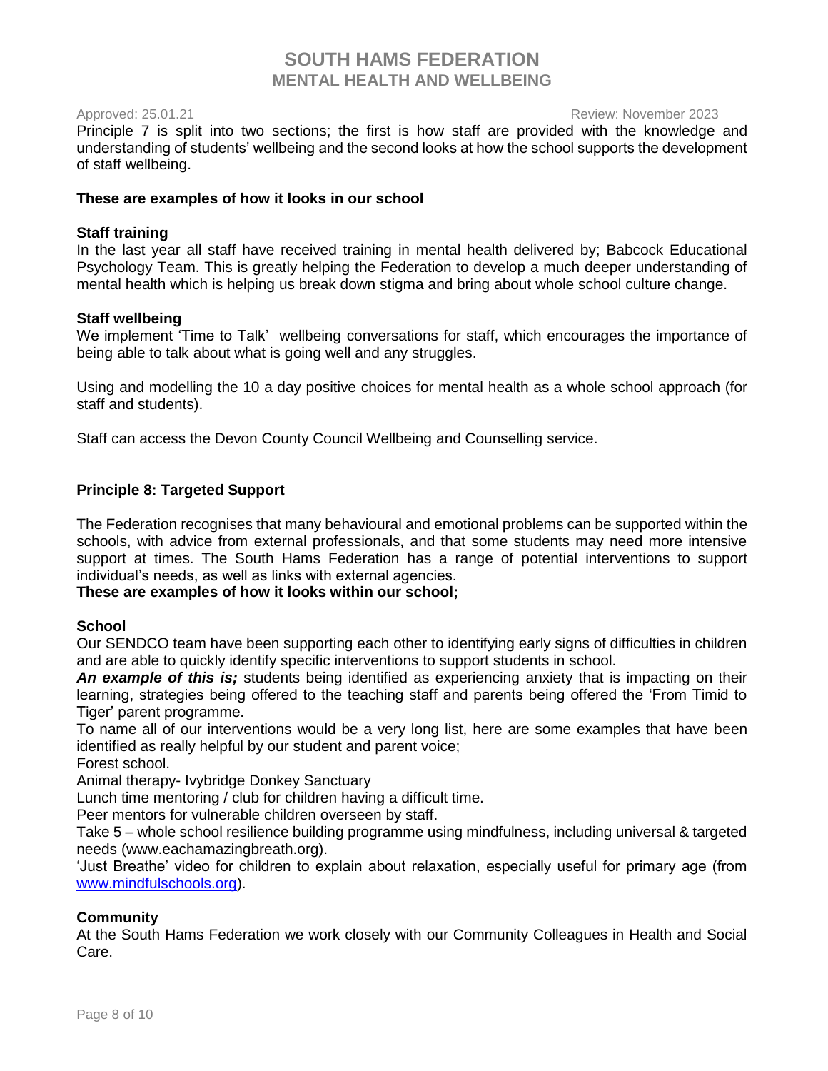Principle 7 is split into two sections; the first is how staff are provided with the knowledge and understanding of students' wellbeing and the second looks at how the school supports the development of staff wellbeing.

**These are examples of how it looks in our school**

**Staff training**

In the last year all staff have received training in mental health delivered by; Babcock Educational Psychology Team. This is greatly helping the Federation to develop a much deeper understanding of mental health which is helping us break down stigma and bring about whole school culture change.

**Staff wellbeing**

We implement 'Time to Talk' wellbeing conversations for staff, which encourages the importance of being able to talk about what is going well and any struggles.

Using and modelling the 10 a day positive choices for mental health as a whole school approach (for staff and students).

Staff can access the Devon County Council Wellbeing and Counselling service.

**Principle 8: Targeted Support**

The Federation recognises that many behavioural and emotional problems can be supported within the schools, with advice from external professionals, and that some students may need more intensive support at times. The South Hams Federation has a range of potential interventions to support individual's needs, as well as links with external agencies.

**These are examples of how it looks within our school;**

**School**

Our SENDCO team have been supporting each other to identifying early signs of difficulties in children and are able to quickly identify specific interventions to support students in school.

***An example of this is;*** students being identified as experiencing anxiety that is impacting on their learning, strategies being offered to the teaching staff and parents being offered the 'From Timid to Tiger' parent programme.

To name all of our interventions would be a very long list, here are some examples that have been identified as really helpful by our student and parent voice;

Forest school.

Animal therapy- Ivybridge Donkey Sanctuary

Lunch time mentoring / club for children having a difficult time.

Peer mentors for vulnerable children overseen by staff.

Take 5 – whole school resilience building programme using mindfulness, including universal & targeted needs (www.eachamazingbreath.org).

'Just Breathe' video for children to explain about relaxation, especially useful for primary age (from www.mindfulschools.org).

**Community**

At the South Hams Federation we work closely with our Community Colleagues in Health and Social Care.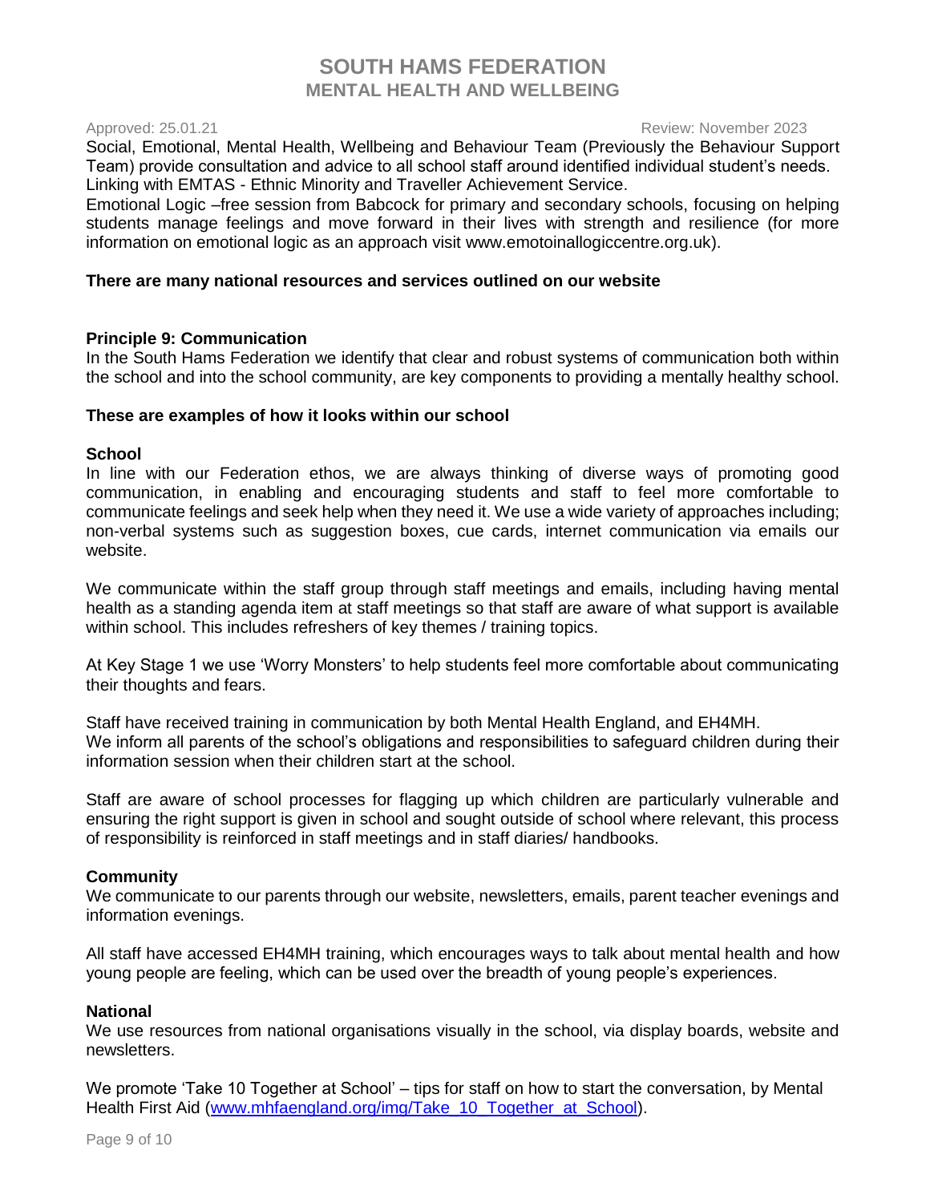Social, Emotional, Mental Health, Wellbeing and Behaviour Team (Previously the Behaviour Support Team) provide consultation and advice to all school staff around identified individual student's needs.
Linking with EMTAS - Ethnic Minority and Traveller Achievement Service.
Emotional Logic –free session from Babcock for primary and secondary schools, focusing on helping students manage feelings and move forward in their lives with strength and resilience (for more information on emotional logic as an approach visit www.emotoinallogiccentre.org.uk).

**There are many national resources and services outlined on our website**

**Principle 9: Communication**

In the South Hams Federation we identify that clear and robust systems of communication both within the school and into the school community, are key components to providing a mentally healthy school.

**These are examples of how it looks within our school**

**School**

In line with our Federation ethos, we are always thinking of diverse ways of promoting good communication, in enabling and encouraging students and staff to feel more comfortable to communicate feelings and seek help when they need it. We use a wide variety of approaches including; non-verbal systems such as suggestion boxes, cue cards, internet communication via emails our website.

We communicate within the staff group through staff meetings and emails, including having mental health as a standing agenda item at staff meetings so that staff are aware of what support is available within school. This includes refreshers of key themes / training topics.

At Key Stage 1 we use 'Worry Monsters' to help students feel more comfortable about communicating their thoughts and fears.

Staff have received training in communication by both Mental Health England, and EH4MH.
We inform all parents of the school's obligations and responsibilities to safeguard children during their information session when their children start at the school.

Staff are aware of school processes for flagging up which children are particularly vulnerable and ensuring the right support is given in school and sought outside of school where relevant, this process of responsibility is reinforced in staff meetings and in staff diaries/ handbooks.

**Community**

We communicate to our parents through our website, newsletters, emails, parent teacher evenings and information evenings.

All staff have accessed EH4MH training, which encourages ways to talk about mental health and how young people are feeling, which can be used over the breadth of young people's experiences.

**National**

We use resources from national organisations visually in the school, via display boards, website and newsletters.

We promote 'Take 10 Together at School' – tips for staff on how to start the conversation, by Mental Health First Aid (www.mhfaengland.org/img/Take_10_Together_at_School).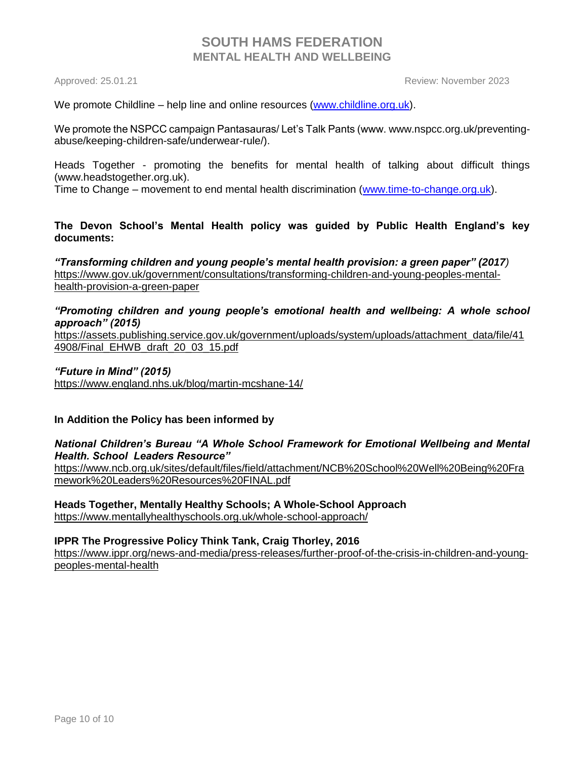We promote Childline – help line and online resources ([www.childline.org.uk](www.childline.org.uk)).

We promote the NSPCC campaign Pantasauras/ Let's Talk Pants (www. www.nspcc.org.uk/preventing-abuse/keeping-children-safe/underwear-rule/).

Heads Together - promoting the benefits for mental health of talking about difficult things (www.headstogether.org.uk).
Time to Change – movement to end mental health discrimination ([www.time-to-change.org.uk](www.time-to-change.org.uk)).

**The Devon School's Mental Health policy was guided by Public Health England's key documents:**

***"Transforming children and young people's mental health provision: a green paper" (2017)***
https://www.gov.uk/government/consultations/transforming-children-and-young-peoples-mental-health-provision-a-green-paper

***"Promoting children and young people's emotional health and wellbeing: A whole school approach" (2015)***
https://assets.publishing.service.gov.uk/government/uploads/system/uploads/attachment_data/file/414908/Final_EHWB_draft_20_03_15.pdf

***"Future in Mind" (2015)***
https://www.england.nhs.uk/blog/martin-mcshane-14/

**In Addition the Policy has been informed by**

***National Children's Bureau "A Whole School Framework for Emotional Wellbeing and Mental Health. School Leaders Resource"***
https://www.ncb.org.uk/sites/default/files/field/attachment/NCB%20School%20Well%20Being%20Framework%20Leaders%20Resources%20FINAL.pdf

**Heads Together, Mentally Healthy Schools; A Whole-School Approach**
https://www.mentallyhealthyschools.org.uk/whole-school-approach/

**IPPR The Progressive Policy Think Tank, Craig Thorley, 2016**
https://www.ippr.org/news-and-media/press-releases/further-proof-of-the-crisis-in-children-and-young-peoples-mental-health